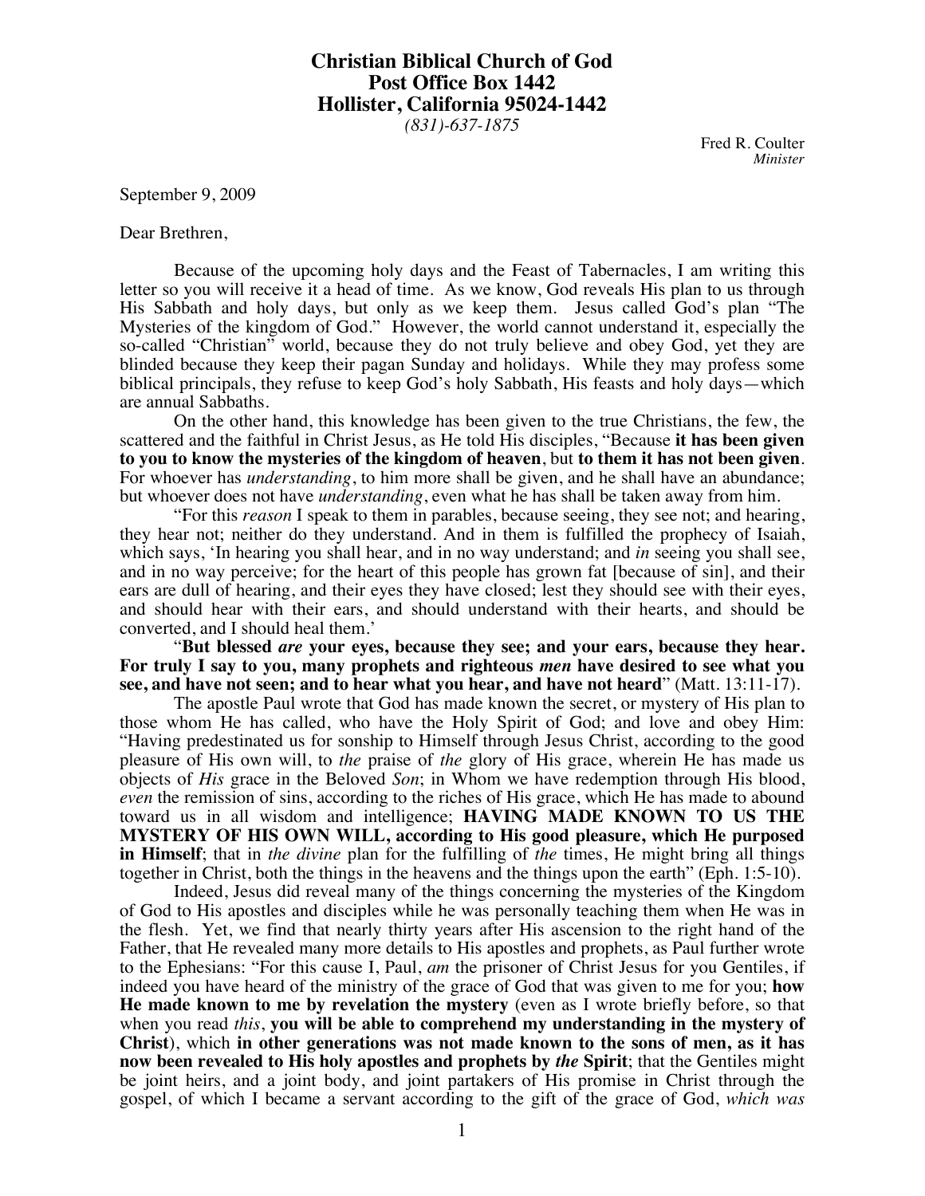**Christian Biblical Church of God**
**Post Office Box 1442**
**Hollister, California 95024-1442**
*(831)-637-1875*

Fred R. Coulter
*Minister*

September 9, 2009

Dear Brethren,

Because of the upcoming holy days and the Feast of Tabernacles, I am writing this letter so you will receive it a head of time. As we know, God reveals His plan to us through His Sabbath and holy days, but only as we keep them. Jesus called God's plan "The Mysteries of the kingdom of God." However, the world cannot understand it, especially the so-called "Christian" world, because they do not truly believe and obey God, yet they are blinded because they keep their pagan Sunday and holidays. While they may profess some biblical principals, they refuse to keep God's holy Sabbath, His feasts and holy days—which are annual Sabbaths.

On the other hand, this knowledge has been given to the true Christians, the few, the scattered and the faithful in Christ Jesus, as He told His disciples, "Because **it has been given to you to know the mysteries of the kingdom of heaven**, but **to them it has not been given**. For whoever has *understanding*, to him more shall be given, and he shall have an abundance; but whoever does not have *understanding*, even what he has shall be taken away from him.

"For this *reason* I speak to them in parables, because seeing, they see not; and hearing, they hear not; neither do they understand. And in them is fulfilled the prophecy of Isaiah, which says, 'In hearing you shall hear, and in no way understand; and *in* seeing you shall see, and in no way perceive; for the heart of this people has grown fat [because of sin], and their ears are dull of hearing, and their eyes they have closed; lest they should see with their eyes, and should hear with their ears, and should understand with their hearts, and should be converted, and I should heal them.'

"**But blessed *are* your eyes, because they see; and your ears, because they hear. For truly I say to you, many prophets and righteous *men* have desired to see what you see, and have not seen; and to hear what you hear, and have not heard**" (Matt. 13:11-17).

The apostle Paul wrote that God has made known the secret, or mystery of His plan to those whom He has called, who have the Holy Spirit of God; and love and obey Him: "Having predestinated us for sonship to Himself through Jesus Christ, according to the good pleasure of His own will, to *the* praise of *the* glory of His grace, wherein He has made us objects of *His* grace in the Beloved *Son*; in Whom we have redemption through His blood, *even* the remission of sins, according to the riches of His grace, which He has made to abound toward us in all wisdom and intelligence; **HAVING MADE KNOWN TO US THE MYSTERY OF HIS OWN WILL, according to His good pleasure, which He purposed in Himself**; that in *the divine* plan for the fulfilling of *the* times, He might bring all things together in Christ, both the things in the heavens and the things upon the earth" (Eph. 1:5-10).

Indeed, Jesus did reveal many of the things concerning the mysteries of the Kingdom of God to His apostles and disciples while he was personally teaching them when He was in the flesh. Yet, we find that nearly thirty years after His ascension to the right hand of the Father, that He revealed many more details to His apostles and prophets, as Paul further wrote to the Ephesians: "For this cause I, Paul, *am* the prisoner of Christ Jesus for you Gentiles, if indeed you have heard of the ministry of the grace of God that was given to me for you; **how He made known to me by revelation the mystery** (even as I wrote briefly before, so that when you read *this*, **you will be able to comprehend my understanding in the mystery of Christ**), which **in other generations was not made known to the sons of men, as it has now been revealed to His holy apostles and prophets by *the* Spirit**; that the Gentiles might be joint heirs, and a joint body, and joint partakers of His promise in Christ through the gospel, of which I became a servant according to the gift of the grace of God, *which was*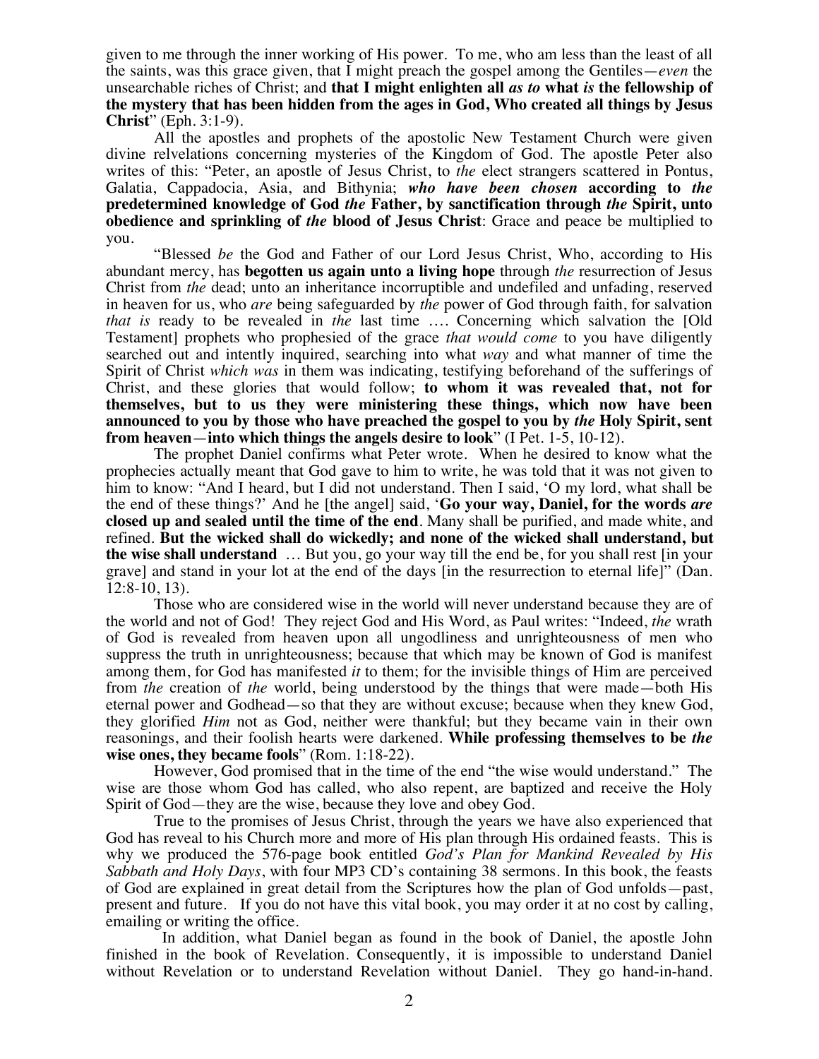given to me through the inner working of His power. To me, who am less than the least of all the saints, was this grace given, that I might preach the gospel among the Gentiles—*even* the unsearchable riches of Christ; and **that I might enlighten all *as to* what *is* the fellowship of the mystery that has been hidden from the ages in God, Who created all things by Jesus Christ**" (Eph. 3:1-9).

All the apostles and prophets of the apostolic New Testament Church were given divine relvelations concerning mysteries of the Kingdom of God. The apostle Peter also writes of this: "Peter, an apostle of Jesus Christ, to *the* elect strangers scattered in Pontus, Galatia, Cappadocia, Asia, and Bithynia; ***who have been chosen* according to *the* predetermined knowledge of God *the* Father, by sanctification through *the* Spirit, unto obedience and sprinkling of *the* blood of Jesus Christ**: Grace and peace be multiplied to you.

"Blessed *be* the God and Father of our Lord Jesus Christ, Who, according to His abundant mercy, has **begotten us again unto a living hope** through *the* resurrection of Jesus Christ from *the* dead; unto an inheritance incorruptible and undefiled and unfading, reserved in heaven for us, who *are* being safeguarded by *the* power of God through faith, for salvation *that is* ready to be revealed in *the* last time …. Concerning which salvation the [Old Testament] prophets who prophesied of the grace *that would come* to you have diligently searched out and intently inquired, searching into what *way* and what manner of time the Spirit of Christ *which was* in them was indicating, testifying beforehand of the sufferings of Christ, and these glories that would follow; **to whom it was revealed that, not for themselves, but to us they were ministering these things, which now have been announced to you by those who have preached the gospel to you by *the* Holy Spirit, sent from heaven—into which things the angels desire to look**" (I Pet. 1-5, 10-12).

The prophet Daniel confirms what Peter wrote. When he desired to know what the prophecies actually meant that God gave to him to write, he was told that it was not given to him to know: "And I heard, but I did not understand. Then I said, 'O my lord, what shall be the end of these things?' And he [the angel] said, '**Go your way, Daniel, for the words *are* closed up and sealed until the time of the end**. Many shall be purified, and made white, and refined. **But the wicked shall do wickedly; and none of the wicked shall understand, but the wise shall understand** … But you, go your way till the end be, for you shall rest [in your grave] and stand in your lot at the end of the days [in the resurrection to eternal life]" (Dan. 12:8-10, 13).

Those who are considered wise in the world will never understand because they are of the world and not of God! They reject God and His Word, as Paul writes: "Indeed, *the* wrath of God is revealed from heaven upon all ungodliness and unrighteousness of men who suppress the truth in unrighteousness; because that which may be known of God is manifest among them, for God has manifested *it* to them; for the invisible things of Him are perceived from *the* creation of *the* world, being understood by the things that were made—both His eternal power and Godhead—so that they are without excuse; because when they knew God, they glorified *Him* not as God, neither were thankful; but they became vain in their own reasonings, and their foolish hearts were darkened. **While professing themselves to be *the* wise ones, they became fools**" (Rom. 1:18-22).

However, God promised that in the time of the end "the wise would understand." The wise are those whom God has called, who also repent, are baptized and receive the Holy Spirit of God—they are the wise, because they love and obey God.

True to the promises of Jesus Christ, through the years we have also experienced that God has reveal to his Church more and more of His plan through His ordained feasts. This is why we produced the 576-page book entitled *God's Plan for Mankind Revealed by His Sabbath and Holy Days*, with four MP3 CD's containing 38 sermons. In this book, the feasts of God are explained in great detail from the Scriptures how the plan of God unfolds—past, present and future. If you do not have this vital book, you may order it at no cost by calling, emailing or writing the office.

In addition, what Daniel began as found in the book of Daniel, the apostle John finished in the book of Revelation. Consequently, it is impossible to understand Daniel without Revelation or to understand Revelation without Daniel. They go hand-in-hand.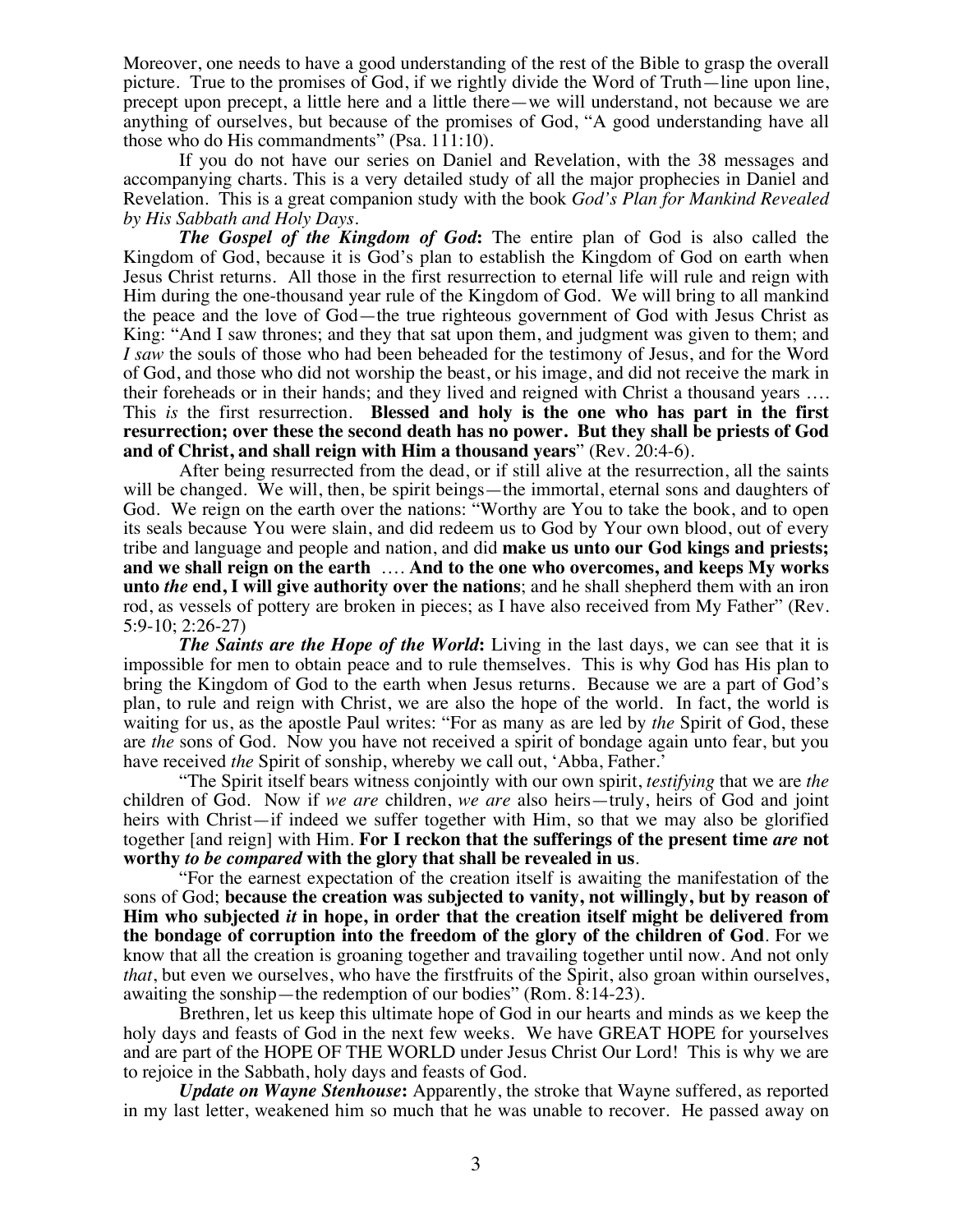Moreover, one needs to have a good understanding of the rest of the Bible to grasp the overall picture. True to the promises of God, if we rightly divide the Word of Truth—line upon line, precept upon precept, a little here and a little there—we will understand, not because we are anything of ourselves, but because of the promises of God, "A good understanding have all those who do His commandments" (Psa. 111:10).

If you do not have our series on Daniel and Revelation, with the 38 messages and accompanying charts. This is a very detailed study of all the major prophecies in Daniel and Revelation. This is a great companion study with the book *God's Plan for Mankind Revealed by His Sabbath and Holy Days*.

***The Gospel of the Kingdom of God*:** The entire plan of God is also called the Kingdom of God, because it is God's plan to establish the Kingdom of God on earth when Jesus Christ returns. All those in the first resurrection to eternal life will rule and reign with Him during the one-thousand year rule of the Kingdom of God. We will bring to all mankind the peace and the love of God—the true righteous government of God with Jesus Christ as King: "And I saw thrones; and they that sat upon them, and judgment was given to them; and *I saw* the souls of those who had been beheaded for the testimony of Jesus, and for the Word of God, and those who did not worship the beast, or his image, and did not receive the mark in their foreheads or in their hands; and they lived and reigned with Christ a thousand years …. This *is* the first resurrection. **Blessed and holy is the one who has part in the first resurrection; over these the second death has no power. But they shall be priests of God and of Christ, and shall reign with Him a thousand years**" (Rev. 20:4-6).

After being resurrected from the dead, or if still alive at the resurrection, all the saints will be changed. We will, then, be spirit beings—the immortal, eternal sons and daughters of God. We reign on the earth over the nations: "Worthy are You to take the book, and to open its seals because You were slain, and did redeem us to God by Your own blood, out of every tribe and language and people and nation, and did **make us unto our God kings and priests; and we shall reign on the earth** …. **And to the one who overcomes, and keeps My works unto *the* end, I will give authority over the nations**; and he shall shepherd them with an iron rod, as vessels of pottery are broken in pieces; as I have also received from My Father" (Rev. 5:9-10; 2:26-27)

***The Saints are the Hope of the World*:** Living in the last days, we can see that it is impossible for men to obtain peace and to rule themselves. This is why God has His plan to bring the Kingdom of God to the earth when Jesus returns. Because we are a part of God's plan, to rule and reign with Christ, we are also the hope of the world. In fact, the world is waiting for us, as the apostle Paul writes: "For as many as are led by *the* Spirit of God, these are *the* sons of God. Now you have not received a spirit of bondage again unto fear, but you have received *the* Spirit of sonship, whereby we call out, 'Abba, Father.'

"The Spirit itself bears witness conjointly with our own spirit, *testifying* that we are *the* children of God. Now if *we are* children, *we are* also heirs—truly, heirs of God and joint heirs with Christ—if indeed we suffer together with Him, so that we may also be glorified together [and reign] with Him. **For I reckon that the sufferings of the present time *are* not worthy *to be compared* with the glory that shall be revealed in us**.

"For the earnest expectation of the creation itself is awaiting the manifestation of the sons of God; **because the creation was subjected to vanity, not willingly, but by reason of Him who subjected *it* in hope, in order that the creation itself might be delivered from the bondage of corruption into the freedom of the glory of the children of God**. For we know that all the creation is groaning together and travailing together until now. And not only *that*, but even we ourselves, who have the firstfruits of the Spirit, also groan within ourselves, awaiting the sonship—the redemption of our bodies" (Rom. 8:14-23).

Brethren, let us keep this ultimate hope of God in our hearts and minds as we keep the holy days and feasts of God in the next few weeks. We have GREAT HOPE for yourselves and are part of the HOPE OF THE WORLD under Jesus Christ Our Lord! This is why we are to rejoice in the Sabbath, holy days and feasts of God.

***Update on Wayne Stenhouse*:** Apparently, the stroke that Wayne suffered, as reported in my last letter, weakened him so much that he was unable to recover. He passed away on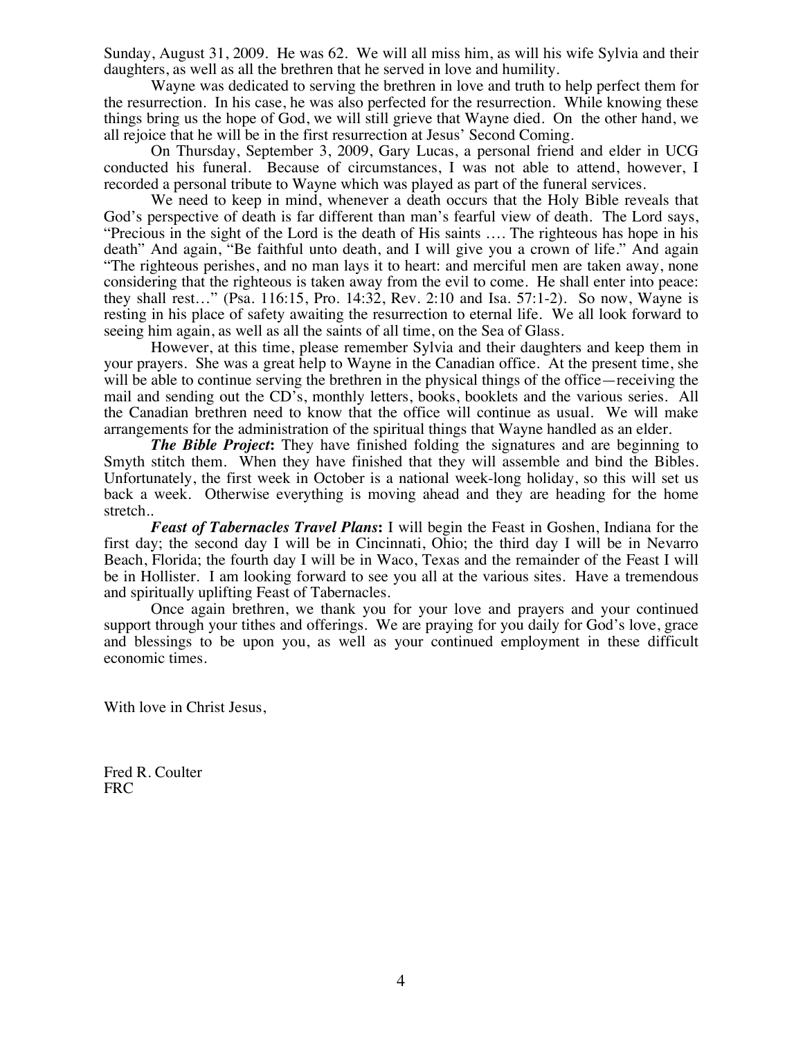Sunday, August 31, 2009. He was 62. We will all miss him, as will his wife Sylvia and their daughters, as well as all the brethren that he served in love and humility.

Wayne was dedicated to serving the brethren in love and truth to help perfect them for the resurrection. In his case, he was also perfected for the resurrection. While knowing these things bring us the hope of God, we will still grieve that Wayne died. On the other hand, we all rejoice that he will be in the first resurrection at Jesus' Second Coming.

On Thursday, September 3, 2009, Gary Lucas, a personal friend and elder in UCG conducted his funeral. Because of circumstances, I was not able to attend, however, I recorded a personal tribute to Wayne which was played as part of the funeral services.

We need to keep in mind, whenever a death occurs that the Holy Bible reveals that God's perspective of death is far different than man's fearful view of death. The Lord says, "Precious in the sight of the Lord is the death of His saints …. The righteous has hope in his death" And again, "Be faithful unto death, and I will give you a crown of life." And again "The righteous perishes, and no man lays it to heart: and merciful men are taken away, none considering that the righteous is taken away from the evil to come. He shall enter into peace: they shall rest…" (Psa. 116:15, Pro. 14:32, Rev. 2:10 and Isa. 57:1-2). So now, Wayne is resting in his place of safety awaiting the resurrection to eternal life. We all look forward to seeing him again, as well as all the saints of all time, on the Sea of Glass.

However, at this time, please remember Sylvia and their daughters and keep them in your prayers. She was a great help to Wayne in the Canadian office. At the present time, she will be able to continue serving the brethren in the physical things of the office—receiving the mail and sending out the CD's, monthly letters, books, booklets and the various series. All the Canadian brethren need to know that the office will continue as usual. We will make arrangements for the administration of the spiritual things that Wayne handled as an elder.

***The Bible Project*:** They have finished folding the signatures and are beginning to Smyth stitch them. When they have finished that they will assemble and bind the Bibles. Unfortunately, the first week in October is a national week-long holiday, so this will set us back a week. Otherwise everything is moving ahead and they are heading for the home stretch..

***Feast of Tabernacles Travel Plans*:** I will begin the Feast in Goshen, Indiana for the first day; the second day I will be in Cincinnati, Ohio; the third day I will be in Nevarro Beach, Florida; the fourth day I will be in Waco, Texas and the remainder of the Feast I will be in Hollister. I am looking forward to see you all at the various sites. Have a tremendous and spiritually uplifting Feast of Tabernacles.

Once again brethren, we thank you for your love and prayers and your continued support through your tithes and offerings. We are praying for you daily for God's love, grace and blessings to be upon you, as well as your continued employment in these difficult economic times.

With love in Christ Jesus,

Fred R. Coulter
FRC